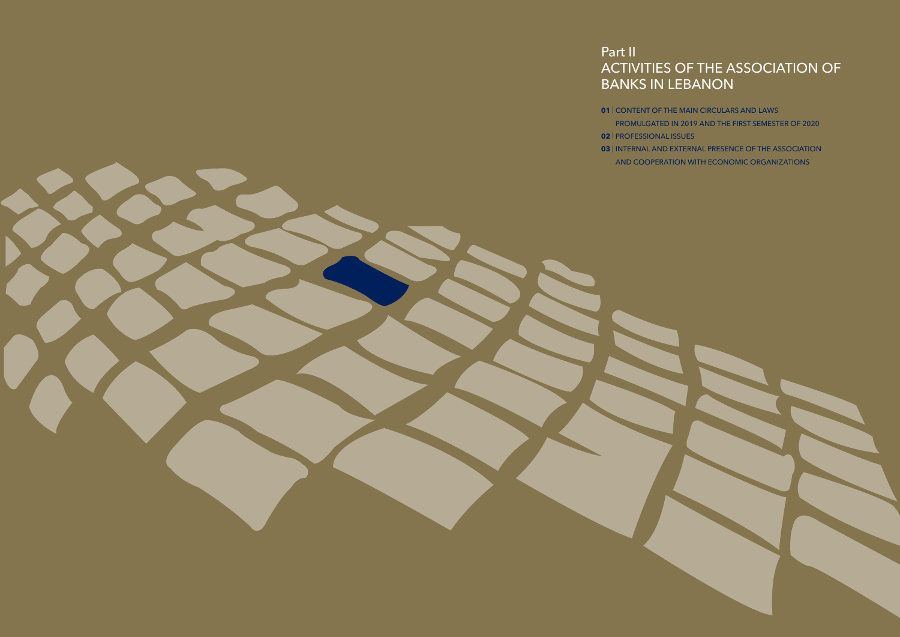# Part II
# ACTIVITIES OF THE ASSOCIATION OF BANKS IN LEBANON

**01** | CONTENT OF THE MAIN CIRCULARS AND LAWS PROMULGATED IN 2019 AND THE FIRST SEMESTER OF 2020

**02** | PROFESSIONAL ISSUES

**03** | INTERNAL AND EXTERNAL PRESENCE OF THE ASSOCIATION AND COOPERATION WITH ECONOMIC ORGANIZATIONS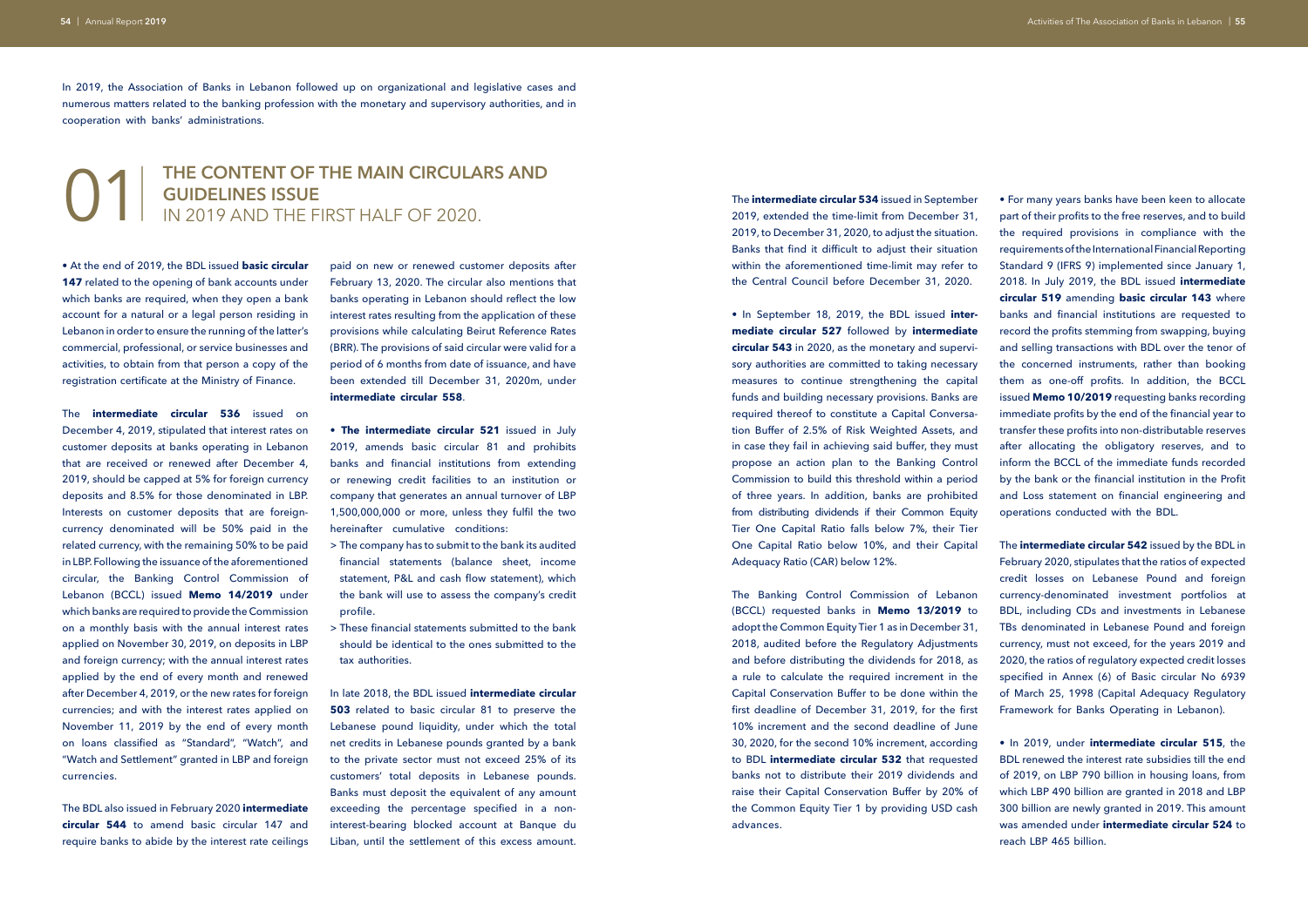In 2019, the Association of Banks in Lebanon followed up on organizational and legislative cases and numerous matters related to the banking profession with the monetary and supervisory authorities, and in cooperation with banks' administrations.

# 01 | THE CONTENT OF THE MAIN CIRCULARS AND GUIDELINES ISSUE IN 2019 AND THE FIRST HALF OF 2020.

• At the end of 2019, the BDL issued **basic circular 147** related to the opening of bank accounts under which banks are required, when they open a bank account for a natural or a legal person residing in Lebanon in order to ensure the running of the latter's commercial, professional, or service businesses and activities, to obtain from that person a copy of the registration certificate at the Ministry of Finance.

The **intermediate circular 536** issued on December 4, 2019, stipulated that interest rates on customer deposits at banks operating in Lebanon that are received or renewed after December 4, 2019, should be capped at 5% for foreign currency deposits and 8.5% for those denominated in LBP. Interests on customer deposits that are foreign-currency denominated will be 50% paid in the related currency, with the remaining 50% to be paid in LBP. Following the issuance of the aforementioned circular, the Banking Control Commission of Lebanon (BCCL) issued **Memo 14/2019** under which banks are required to provide the Commission on a monthly basis with the annual interest rates applied on November 30, 2019, on deposits in LBP and foreign currency; with the annual interest rates applied by the end of every month and renewed after December 4, 2019, or the new rates for foreign currencies; and with the interest rates applied on November 11, 2019 by the end of every month on loans classified as "Standard", "Watch", and "Watch and Settlement" granted in LBP and foreign currencies.

The BDL also issued in February 2020 **intermediate circular 544** to amend basic circular 147 and require banks to abide by the interest rate ceilings paid on new or renewed customer deposits after February 13, 2020. The circular also mentions that banks operating in Lebanon should reflect the low interest rates resulting from the application of these provisions while calculating Beirut Reference Rates (BRR). The provisions of said circular were valid for a period of 6 months from date of issuance, and have been extended till December 31, 2020m, under **intermediate circular 558**.

• **The intermediate circular 521** issued in July 2019, amends basic circular 81 and prohibits banks and financial institutions from extending or renewing credit facilities to an institution or company that generates an annual turnover of LBP 1,500,000,000 or more, unless they fulfil the two hereinafter cumulative conditions:

> The company has to submit to the bank its audited financial statements (balance sheet, income statement, P&L and cash flow statement), which the bank will use to assess the company's credit profile.

> These financial statements submitted to the bank should be identical to the ones submitted to the tax authorities.

In late 2018, the BDL issued **intermediate circular 503** related to basic circular 81 to preserve the Lebanese pound liquidity, under which the total net credits in Lebanese pounds granted by a bank to the private sector must not exceed 25% of its customers' total deposits in Lebanese pounds. Banks must deposit the equivalent of any amount exceeding the percentage specified in a non-interest-bearing blocked account at Banque du Liban, until the settlement of this excess amount.

The **intermediate circular 534** issued in September 2019, extended the time-limit from December 31, 2019, to December 31, 2020, to adjust the situation. Banks that find it difficult to adjust their situation within the aforementioned time-limit may refer to the Central Council before December 31, 2020.

• In September 18, 2019, the BDL issued **intermediate circular 527** followed by **intermediate circular 543** in 2020, as the monetary and supervisory authorities are committed to taking necessary measures to continue strengthening the capital funds and building necessary provisions. Banks are required thereof to constitute a Capital Conversation Buffer of 2.5% of Risk Weighted Assets, and in case they fail in achieving said buffer, they must propose an action plan to the Banking Control Commission to build this threshold within a period of three years. In addition, banks are prohibited from distributing dividends if their Common Equity Tier One Capital Ratio falls below 7%, their Tier One Capital Ratio below 10%, and their Capital Adequacy Ratio (CAR) below 12%.

The Banking Control Commission of Lebanon (BCCL) requested banks in **Memo 13/2019** to adopt the Common Equity Tier 1 as in December 31, 2018, audited before the Regulatory Adjustments and before distributing the dividends for 2018, as a rule to calculate the required increment in the Capital Conservation Buffer to be done within the first deadline of December 31, 2019, for the first 10% increment and the second deadline of June 30, 2020, for the second 10% increment, according to BDL **intermediate circular 532** that requested banks not to distribute their 2019 dividends and raise their Capital Conservation Buffer by 20% of the Common Equity Tier 1 by providing USD cash advances.

• For many years banks have been keen to allocate part of their profits to the free reserves, and to build the required provisions in compliance with the requirements of the International Financial Reporting Standard 9 (IFRS 9) implemented since January 1, 2018. In July 2019, the BDL issued **intermediate circular 519** amending **basic circular 143** where banks and financial institutions are requested to record the profits stemming from swapping, buying and selling transactions with BDL over the tenor of the concerned instruments, rather than booking them as one-off profits. In addition, the BCCL issued **Memo 10/2019** requesting banks recording immediate profits by the end of the financial year to transfer these profits into non-distributable reserves after allocating the obligatory reserves, and to inform the BCCL of the immediate funds recorded by the bank or the financial institution in the Profit and Loss statement on financial engineering and operations conducted with the BDL.

The **intermediate circular 542** issued by the BDL in February 2020, stipulates that the ratios of expected credit losses on Lebanese Pound and foreign currency-denominated investment portfolios at BDL, including CDs and investments in Lebanese TBs denominated in Lebanese Pound and foreign currency, must not exceed, for the years 2019 and 2020, the ratios of regulatory expected credit losses specified in Annex (6) of Basic circular No 6939 of March 25, 1998 (Capital Adequacy Regulatory Framework for Banks Operating in Lebanon).

• In 2019, under **intermediate circular 515**, the BDL renewed the interest rate subsidies till the end of 2019, on LBP 790 billion in housing loans, from which LBP 490 billion are granted in 2018 and LBP 300 billion are newly granted in 2019. This amount was amended under **intermediate circular 524** to reach LBP 465 billion.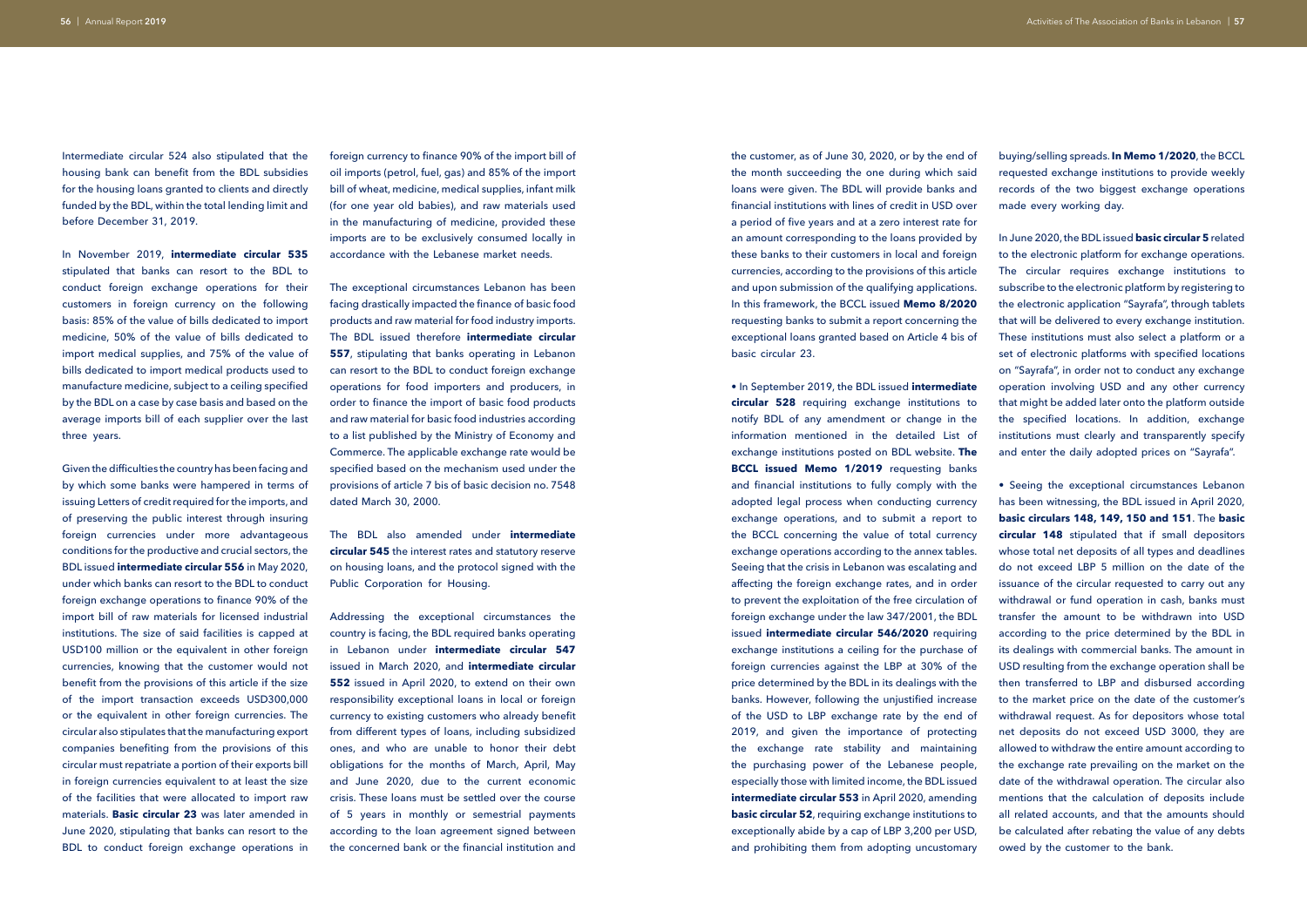Intermediate circular 524 also stipulated that the housing bank can benefit from the BDL subsidies for the housing loans granted to clients and directly funded by the BDL, within the total lending limit and before December 31, 2019.

In November 2019, **intermediate circular 535** stipulated that banks can resort to the BDL to conduct foreign exchange operations for their customers in foreign currency on the following basis: 85% of the value of bills dedicated to import medicine, 50% of the value of bills dedicated to import medical supplies, and 75% of the value of bills dedicated to import medical products used to manufacture medicine, subject to a ceiling specified by the BDL on a case by case basis and based on the average imports bill of each supplier over the last three years.

Given the difficulties the country has been facing and by which some banks were hampered in terms of issuing Letters of credit required for the imports, and of preserving the public interest through insuring foreign currencies under more advantageous conditions for the productive and crucial sectors, the BDL issued **intermediate circular 556** in May 2020, under which banks can resort to the BDL to conduct foreign exchange operations to finance 90% of the import bill of raw materials for licensed industrial institutions. The size of said facilities is capped at USD100 million or the equivalent in other foreign currencies, knowing that the customer would not benefit from the provisions of this article if the size of the import transaction exceeds USD300,000 or the equivalent in other foreign currencies. The circular also stipulates that the manufacturing export companies benefiting from the provisions of this circular must repatriate a portion of their exports bill in foreign currencies equivalent to at least the size of the facilities that were allocated to import raw materials. **Basic circular 23** was later amended in June 2020, stipulating that banks can resort to the BDL to conduct foreign exchange operations in foreign currency to finance 90% of the import bill of oil imports (petrol, fuel, gas) and 85% of the import bill of wheat, medicine, medical supplies, infant milk (for one year old babies), and raw materials used in the manufacturing of medicine, provided these imports are to be exclusively consumed locally in accordance with the Lebanese market needs.

The exceptional circumstances Lebanon has been facing drastically impacted the finance of basic food products and raw material for food industry imports. The BDL issued therefore **intermediate circular 557**, stipulating that banks operating in Lebanon can resort to the BDL to conduct foreign exchange operations for food importers and producers, in order to finance the import of basic food products and raw material for basic food industries according to a list published by the Ministry of Economy and Commerce. The applicable exchange rate would be specified based on the mechanism used under the provisions of article 7 bis of basic decision no. 7548 dated March 30, 2000.

The BDL also amended under **intermediate circular 545** the interest rates and statutory reserve on housing loans, and the protocol signed with the Public Corporation for Housing.

Addressing the exceptional circumstances the country is facing, the BDL required banks operating in Lebanon under **intermediate circular 547** issued in March 2020, and **intermediate circular 552** issued in April 2020, to extend on their own responsibility exceptional loans in local or foreign currency to existing customers who already benefit from different types of loans, including subsidized ones, and who are unable to honor their debt obligations for the months of March, April, May and June 2020, due to the current economic crisis. These loans must be settled over the course of 5 years in monthly or semestrial payments according to the loan agreement signed between the concerned bank or the financial institution and the customer, as of June 30, 2020, or by the end of the month succeeding the one during which said loans were given. The BDL will provide banks and financial institutions with lines of credit in USD over a period of five years and at a zero interest rate for an amount corresponding to the loans provided by these banks to their customers in local and foreign currencies, according to the provisions of this article and upon submission of the qualifying applications. In this framework, the BCCL issued **Memo 8/2020** requesting banks to submit a report concerning the exceptional loans granted based on Article 4 bis of basic circular 23.

- In September 2019, the BDL issued **intermediate circular 528** requiring exchange institutions to notify BDL of any amendment or change in the information mentioned in the detailed List of exchange institutions posted on BDL website. **The BCCL issued Memo 1/2019** requesting banks and financial institutions to fully comply with the adopted legal process when conducting currency exchange operations, and to submit a report to the BCCL concerning the value of total currency exchange operations according to the annex tables. Seeing that the crisis in Lebanon was escalating and affecting the foreign exchange rates, and in order to prevent the exploitation of the free circulation of foreign exchange under the law 347/2001, the BDL issued **intermediate circular 546/2020** requiring exchange institutions a ceiling for the purchase of foreign currencies against the LBP at 30% of the price determined by the BDL in its dealings with the banks. However, following the unjustified increase of the USD to LBP exchange rate by the end of 2019, and given the importance of protecting the exchange rate stability and maintaining the purchasing power of the Lebanese people, especially those with limited income, the BDL issued **intermediate circular 553** in April 2020, amending **basic circular 52**, requiring exchange institutions to exceptionally abide by a cap of LBP 3,200 per USD, and prohibiting them from adopting uncustomary buying/selling spreads. **In Memo 1/2020**, the BCCL requested exchange institutions to provide weekly records of the two biggest exchange operations made every working day.

In June 2020, the BDL issued **basic circular 5** related to the electronic platform for exchange operations. The circular requires exchange institutions to subscribe to the electronic platform by registering to the electronic application "Sayrafa", through tablets that will be delivered to every exchange institution. These institutions must also select a platform or a set of electronic platforms with specified locations on "Sayrafa", in order not to conduct any exchange operation involving USD and any other currency that might be added later onto the platform outside the specified locations. In addition, exchange institutions must clearly and transparently specify and enter the daily adopted prices on "Sayrafa".

- Seeing the exceptional circumstances Lebanon has been witnessing, the BDL issued in April 2020, **basic circulars 148, 149, 150 and 151**. The **basic circular 148** stipulated that if small depositors whose total net deposits of all types and deadlines do not exceed LBP 5 million on the date of the issuance of the circular requested to carry out any withdrawal or fund operation in cash, banks must transfer the amount to be withdrawn into USD according to the price determined by the BDL in its dealings with commercial banks. The amount in USD resulting from the exchange operation shall be then transferred to LBP and disbursed according to the market price on the date of the customer's withdrawal request. As for depositors whose total net deposits do not exceed USD 3000, they are allowed to withdraw the entire amount according to the exchange rate prevailing on the market on the date of the withdrawal operation. The circular also mentions that the calculation of deposits include all related accounts, and that the amounts should be calculated after rebating the value of any debts owed by the customer to the bank.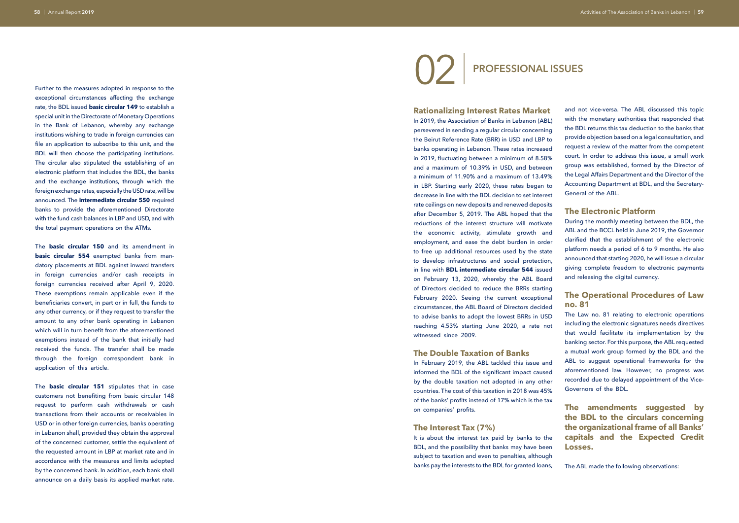Further to the measures adopted in response to the exceptional circumstances affecting the exchange rate, the BDL issued **basic circular 149** to establish a special unit in the Directorate of Monetary Operations in the Bank of Lebanon, whereby any exchange institutions wishing to trade in foreign currencies can file an application to subscribe to this unit, and the BDL will then choose the participating institutions. The circular also stipulated the establishing of an electronic platform that includes the BDL, the banks and the exchange institutions, through which the foreign exchange rates, especially the USD rate, will be announced. The **intermediate circular 550** required banks to provide the aforementioned Directorate with the fund cash balances in LBP and USD, and with the total payment operations on the ATMs.

The **basic circular 150** and its amendment in **basic circular 554** exempted banks from mandatory placements at BDL against inward transfers in foreign currencies and/or cash receipts in foreign currencies received after April 9, 2020. These exemptions remain applicable even if the beneficiaries convert, in part or in full, the funds to any other currency, or if they request to transfer the amount to any other bank operating in Lebanon which will in turn benefit from the aforementioned exemptions instead of the bank that initially had received the funds. The transfer shall be made through the foreign correspondent bank in application of this article.

The **basic circular 151** stipulates that in case customers not benefiting from basic circular 148 request to perform cash withdrawals or cash transactions from their accounts or receivables in USD or in other foreign currencies, banks operating in Lebanon shall, provided they obtain the approval of the concerned customer, settle the equivalent of the requested amount in LBP at market rate and in accordance with the measures and limits adopted by the concerned bank. In addition, each bank shall announce on a daily basis its applied market rate.

# 02 PROFESSIONAL ISSUES

## Rationalizing Interest Rates Market

In 2019, the Association of Banks in Lebanon (ABL) persevered in sending a regular circular concerning the Beirut Reference Rate (BRR) in USD and LBP to banks operating in Lebanon. These rates increased in 2019, fluctuating between a minimum of 8.58% and a maximum of 10.39% in USD, and between a minimum of 11.90% and a maximum of 13.49% in LBP. Starting early 2020, these rates began to decrease in line with the BDL decision to set interest rate ceilings on new deposits and renewed deposits after December 5, 2019. The ABL hoped that the reductions of the interest structure will motivate the economic activity, stimulate growth and employment, and ease the debt burden in order to free up additional resources used by the state to develop infrastructures and social protection, in line with **BDL intermediate circular 544** issued on February 13, 2020, whereby the ABL Board of Directors decided to reduce the BRRs starting February 2020. Seeing the current exceptional circumstances, the ABL Board of Directors decided to advise banks to adopt the lowest BRRs in USD reaching 4.53% starting June 2020, a rate not witnessed since 2009.

## The Double Taxation of Banks

In February 2019, the ABL tackled this issue and informed the BDL of the significant impact caused by the double taxation not adopted in any other countries. The cost of this taxation in 2018 was 45% of the banks' profits instead of 17% which is the tax on companies' profits.

## The Interest Tax (7%)

It is about the interest tax paid by banks to the BDL, and the possibility that banks may have been subject to taxation and even to penalties, although banks pay the interests to the BDL for granted loans, and not vice-versa. The ABL discussed this topic with the monetary authorities that responded that the BDL returns this tax deduction to the banks that provide objection based on a legal consultation, and request a review of the matter from the competent court. In order to address this issue, a small work group was established, formed by the Director of the Legal Affairs Department and the Director of the Accounting Department at BDL, and the Secretary-General of the ABL.

## The Electronic Platform

During the monthly meeting between the BDL, the ABL and the BCCL held in June 2019, the Governor clarified that the establishment of the electronic platform needs a period of 6 to 9 months. He also announced that starting 2020, he will issue a circular giving complete freedom to electronic payments and releasing the digital currency.

## The Operational Procedures of Law no. 81

The Law no. 81 relating to electronic operations including the electronic signatures needs directives that would facilitate its implementation by the banking sector. For this purpose, the ABL requested a mutual work group formed by the BDL and the ABL to suggest operational frameworks for the aforementioned law. However, no progress was recorded due to delayed appointment of the Vice-Governors of the BDL.

## The amendments suggested by the BDL to the circulars concerning the organizational frame of all Banks' capitals and the Expected Credit Losses.

The ABL made the following observations: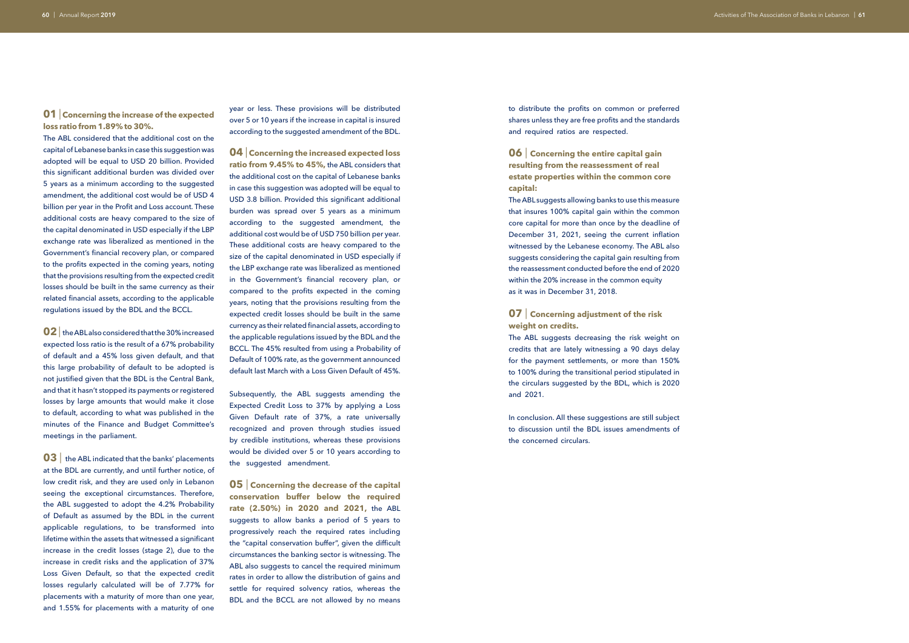**01 | Concerning the increase of the expected loss ratio from 1.89% to 30%.**

The ABL considered that the additional cost on the capital of Lebanese banks in case this suggestion was adopted will be equal to USD 20 billion. Provided this significant additional burden was divided over 5 years as a minimum according to the suggested amendment, the additional cost would be of USD 4 billion per year in the Profit and Loss account. These additional costs are heavy compared to the size of the capital denominated in USD especially if the LBP exchange rate was liberalized as mentioned in the Government's financial recovery plan, or compared to the profits expected in the coming years, noting that the provisions resulting from the expected credit losses should be built in the same currency as their related financial assets, according to the applicable regulations issued by the BDL and the BCCL.

**02 |** the ABL also considered that the 30% increased expected loss ratio is the result of a 67% probability of default and a 45% loss given default, and that this large probability of default to be adopted is not justified given that the BDL is the Central Bank, and that it hasn't stopped its payments or registered losses by large amounts that would make it close to default, according to what was published in the minutes of the Finance and Budget Committee's meetings in the parliament.

**03 |** the ABL indicated that the banks' placements at the BDL are currently, and until further notice, of low credit risk, and they are used only in Lebanon seeing the exceptional circumstances. Therefore, the ABL suggested to adopt the 4.2% Probability of Default as assumed by the BDL in the current applicable regulations, to be transformed into lifetime within the assets that witnessed a significant increase in the credit losses (stage 2), due to the increase in credit risks and the application of 37% Loss Given Default, so that the expected credit losses regularly calculated will be of 7.77% for placements with a maturity of more than one year, and 1.55% for placements with a maturity of one year or less. These provisions will be distributed over 5 or 10 years if the increase in capital is insured according to the suggested amendment of the BDL.

**04 | Concerning the increased expected loss ratio from 9.45% to 45%,** the ABL considers that the additional cost on the capital of Lebanese banks in case this suggestion was adopted will be equal to USD 3.8 billion. Provided this significant additional burden was spread over 5 years as a minimum according to the suggested amendment, the additional cost would be of USD 750 billion per year. These additional costs are heavy compared to the size of the capital denominated in USD especially if the LBP exchange rate was liberalized as mentioned in the Government's financial recovery plan, or compared to the profits expected in the coming years, noting that the provisions resulting from the expected credit losses should be built in the same currency as their related financial assets, according to the applicable regulations issued by the BDL and the BCCL. The 45% resulted from using a Probability of Default of 100% rate, as the government announced default last March with a Loss Given Default of 45%.

Subsequently, the ABL suggests amending the Expected Credit Loss to 37% by applying a Loss Given Default rate of 37%, a rate universally recognized and proven through studies issued by credible institutions, whereas these provisions would be divided over 5 or 10 years according to the suggested amendment.

**05 | Concerning the decrease of the capital conservation buffer below the required rate (2.50%) in 2020 and 2021,** the ABL suggests to allow banks a period of 5 years to progressively reach the required rates including the "capital conservation buffer", given the difficult circumstances the banking sector is witnessing. The ABL also suggests to cancel the required minimum rates in order to allow the distribution of gains and settle for required solvency ratios, whereas the BDL and the BCCL are not allowed by no means to distribute the profits on common or preferred shares unless they are free profits and the standards and required ratios are respected.

**06 | Concerning the entire capital gain resulting from the reassessment of real estate properties within the common core capital:**

The ABL suggests allowing banks to use this measure that insures 100% capital gain within the common core capital for more than once by the deadline of December 31, 2021, seeing the current inflation witnessed by the Lebanese economy. The ABL also suggests considering the capital gain resulting from the reassessment conducted before the end of 2020 within the 20% increase in the common equity as it was in December 31, 2018.

**07 | Concerning adjustment of the risk weight on credits.**

The ABL suggests decreasing the risk weight on credits that are lately witnessing a 90 days delay for the payment settlements, or more than 150% to 100% during the transitional period stipulated in the circulars suggested by the BDL, which is 2020 and 2021.

In conclusion. All these suggestions are still subject to discussion until the BDL issues amendments of the concerned circulars.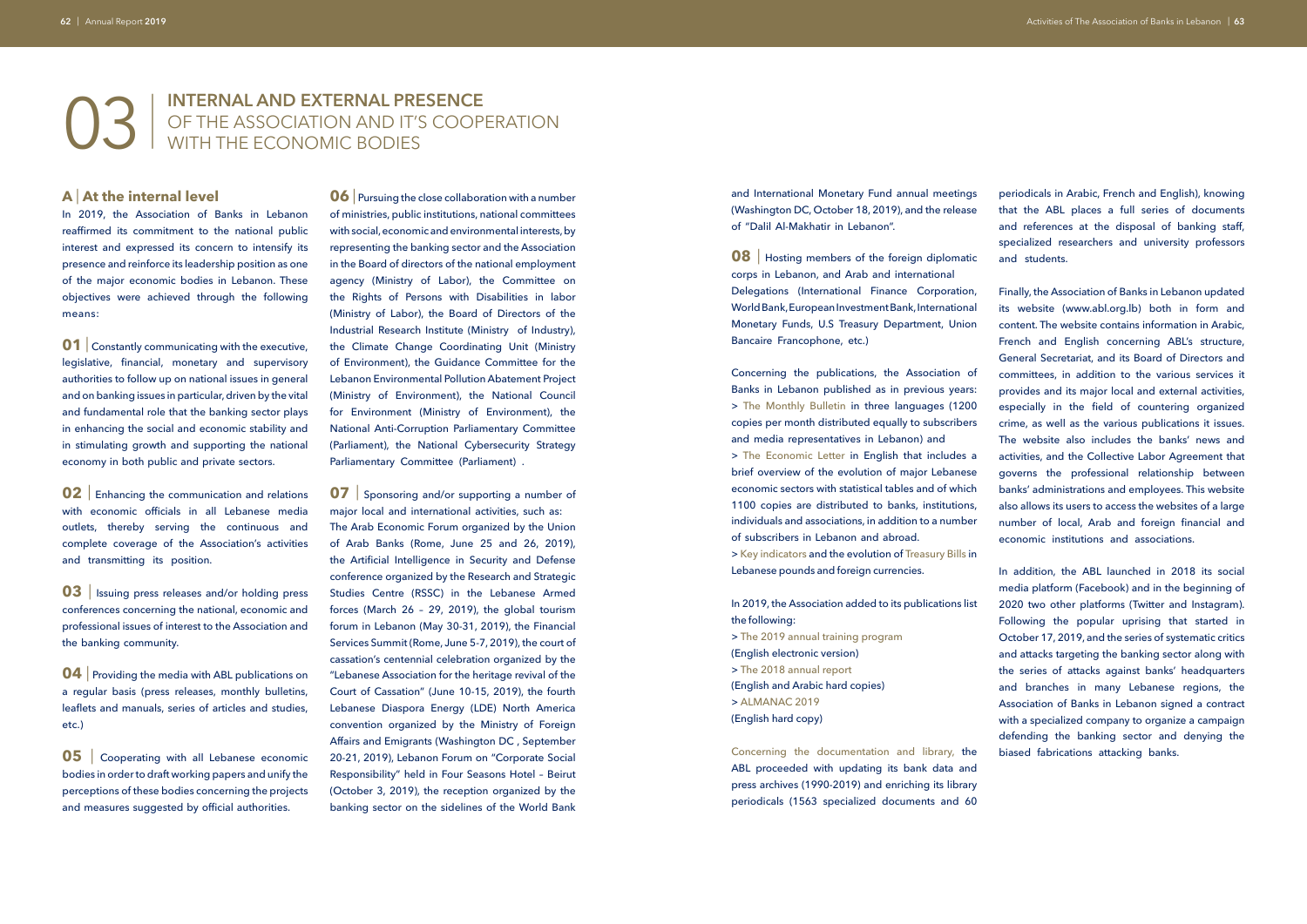# 03 | INTERNAL AND EXTERNAL PRESENCE OF THE ASSOCIATION AND IT'S COOPERATION WITH THE ECONOMIC BODIES

## A | At the internal level

In 2019, the Association of Banks in Lebanon reaffirmed its commitment to the national public interest and expressed its concern to intensify its presence and reinforce its leadership position as one of the major economic bodies in Lebanon. These objectives were achieved through the following means:

**01** | Constantly communicating with the executive, legislative, financial, monetary and supervisory authorities to follow up on national issues in general and on banking issues in particular, driven by the vital and fundamental role that the banking sector plays in enhancing the social and economic stability and in stimulating growth and supporting the national economy in both public and private sectors.

**02** | Enhancing the communication and relations with economic officials in all Lebanese media outlets, thereby serving the continuous and complete coverage of the Association's activities and transmitting its position.

**03** | Issuing press releases and/or holding press conferences concerning the national, economic and professional issues of interest to the Association and the banking community.

**04** | Providing the media with ABL publications on a regular basis (press releases, monthly bulletins, leaflets and manuals, series of articles and studies, etc.)

**05** | Cooperating with all Lebanese economic bodies in order to draft working papers and unify the perceptions of these bodies concerning the projects and measures suggested by official authorities.

**06** | Pursuing the close collaboration with a number of ministries, public institutions, national committees with social, economic and environmental interests, by representing the banking sector and the Association in the Board of directors of the national employment agency (Ministry of Labor), the Committee on the Rights of Persons with Disabilities in labor (Ministry of Labor), the Board of Directors of the Industrial Research Institute (Ministry of Industry), the Climate Change Coordinating Unit (Ministry of Environment), the Guidance Committee for the Lebanon Environmental Pollution Abatement Project (Ministry of Environment), the National Council for Environment (Ministry of Environment), the National Anti-Corruption Parliamentary Committee (Parliament), the National Cybersecurity Strategy Parliamentary Committee (Parliament) .

**07** | Sponsoring and/or supporting a number of major local and international activities, such as: The Arab Economic Forum organized by the Union of Arab Banks (Rome, June 25 and 26, 2019), the Artificial Intelligence in Security and Defense conference organized by the Research and Strategic Studies Centre (RSSC) in the Lebanese Armed forces (March 26 – 29, 2019), the global tourism forum in Lebanon (May 30-31, 2019), the Financial Services Summit (Rome, June 5-7, 2019), the court of cassation's centennial celebration organized by the "Lebanese Association for the heritage revival of the Court of Cassation" (June 10-15, 2019), the fourth Lebanese Diaspora Energy (LDE) North America convention organized by the Ministry of Foreign Affairs and Emigrants (Washington DC , September 20-21, 2019), Lebanon Forum on "Corporate Social Responsibility" held in Four Seasons Hotel – Beirut (October 3, 2019), the reception organized by the banking sector on the sidelines of the World Bank and International Monetary Fund annual meetings (Washington DC, October 18, 2019), and the release of "Dalil Al-Makhatir in Lebanon".

**08** | Hosting members of the foreign diplomatic corps in Lebanon, and Arab and international Delegations (International Finance Corporation, World Bank, European Investment Bank, International Monetary Funds, U.S Treasury Department, Union Bancaire Francophone, etc.)

Concerning the publications, the Association of Banks in Lebanon published as in previous years:

> The Monthly Bulletin in three languages (1200 copies per month distributed equally to subscribers and media representatives in Lebanon) and

> The Economic Letter in English that includes a brief overview of the evolution of major Lebanese economic sectors with statistical tables and of which 1100 copies are distributed to banks, institutions, individuals and associations, in addition to a number of subscribers in Lebanon and abroad.

> Key indicators and the evolution of Treasury Bills in Lebanese pounds and foreign currencies.

In 2019, the Association added to its publications list the following:

> The 2019 annual training program (English electronic version)

> The 2018 annual report (English and Arabic hard copies)

> ALMANAC 2019 (English hard copy)

Concerning the documentation and library, the ABL proceeded with updating its bank data and press archives (1990-2019) and enriching its library periodicals (1563 specialized documents and 60 periodicals in Arabic, French and English), knowing that the ABL places a full series of documents and references at the disposal of banking staff, specialized researchers and university professors and students.

Finally, the Association of Banks in Lebanon updated its website (www.abl.org.lb) both in form and content. The website contains information in Arabic, French and English concerning ABL's structure, General Secretariat, and its Board of Directors and committees, in addition to the various services it provides and its major local and external activities, especially in the field of countering organized crime, as well as the various publications it issues. The website also includes the banks' news and activities, and the Collective Labor Agreement that governs the professional relationship between banks' administrations and employees. This website also allows its users to access the websites of a large number of local, Arab and foreign financial and economic institutions and associations.

In addition, the ABL launched in 2018 its social media platform (Facebook) and in the beginning of 2020 two other platforms (Twitter and Instagram). Following the popular uprising that started in October 17, 2019, and the series of systematic critics and attacks targeting the banking sector along with the series of attacks against banks' headquarters and branches in many Lebanese regions, the Association of Banks in Lebanon signed a contract with a specialized company to organize a campaign defending the banking sector and denying the biased fabrications attacking banks.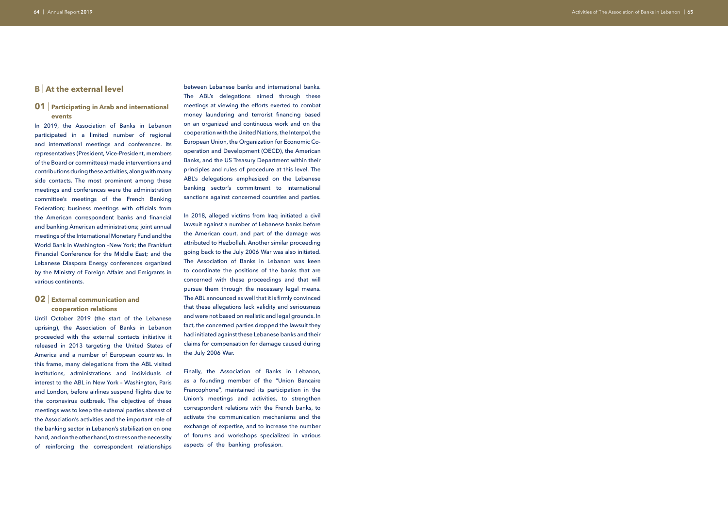## B | At the external level

### 01 | Participating in Arab and international events

In 2019, the Association of Banks in Lebanon participated in a limited number of regional and international meetings and conferences. Its representatives (President, Vice-President, members of the Board or committees) made interventions and contributions during these activities, along with many side contacts. The most prominent among these meetings and conferences were the administration committee's meetings of the French Banking Federation; business meetings with officials from the American correspondent banks and financial and banking American administrations; joint annual meetings of the International Monetary Fund and the World Bank in Washington –New York; the Frankfurt Financial Conference for the Middle East; and the Lebanese Diaspora Energy conferences organized by the Ministry of Foreign Affairs and Emigrants in various continents.

### 02 | External communication and cooperation relations

Until October 2019 (the start of the Lebanese uprising), the Association of Banks in Lebanon proceeded with the external contacts initiative it released in 2013 targeting the United States of America and a number of European countries. In this frame, many delegations from the ABL visited institutions, administrations and individuals of interest to the ABL in New York – Washington, Paris and London, before airlines suspend flights due to the coronavirus outbreak. The objective of these meetings was to keep the external parties abreast of the Association's activities and the important role of the banking sector in Lebanon's stabilization on one hand, and on the other hand, to stress on the necessity of reinforcing the correspondent relationships between Lebanese banks and international banks. The ABL's delegations aimed through these meetings at viewing the efforts exerted to combat money laundering and terrorist financing based on an organized and continuous work and on the cooperation with the United Nations, the Interpol, the European Union, the Organization for Economic Co-operation and Development (OECD), the American Banks, and the US Treasury Department within their principles and rules of procedure at this level. The ABL's delegations emphasized on the Lebanese banking sector's commitment to international sanctions against concerned countries and parties.

In 2018, alleged victims from Iraq initiated a civil lawsuit against a number of Lebanese banks before the American court, and part of the damage was attributed to Hezbollah. Another similar proceeding going back to the July 2006 War was also initiated. The Association of Banks in Lebanon was keen to coordinate the positions of the banks that are concerned with these proceedings and that will pursue them through the necessary legal means. The ABL announced as well that it is firmly convinced that these allegations lack validity and seriousness and were not based on realistic and legal grounds. In fact, the concerned parties dropped the lawsuit they had initiated against these Lebanese banks and their claims for compensation for damage caused during the July 2006 War.

Finally, the Association of Banks in Lebanon, as a founding member of the "Union Bancaire Francophone", maintained its participation in the Union's meetings and activities, to strengthen correspondent relations with the French banks, to activate the communication mechanisms and the exchange of expertise, and to increase the number of forums and workshops specialized in various aspects of the banking profession.